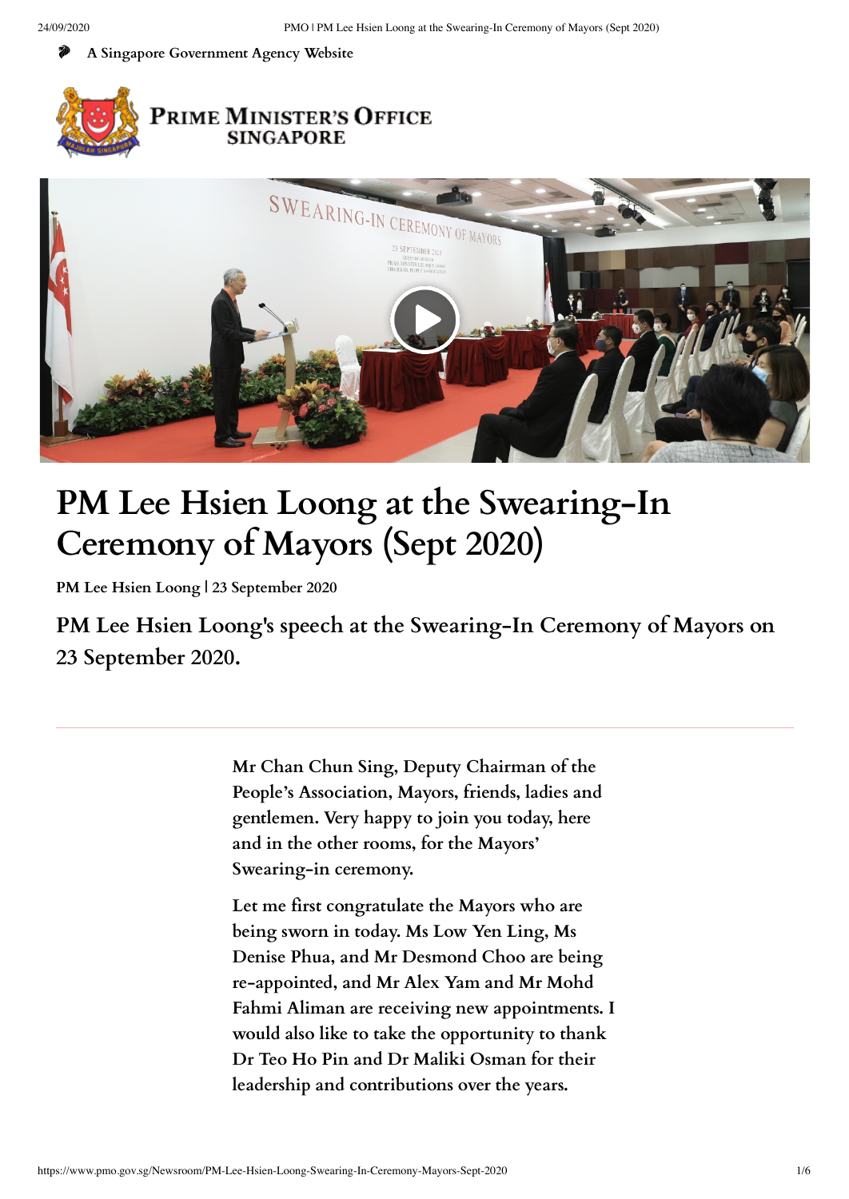A Singapore Government Agency Website

PRIME MINISTER'S OFFICE SINGAPORE

# PM Lee Hsien Loong at the Swearing-In Ceremony of Mayors (Sept 2020)

**PM Lee Hsien Loong | 23 September 2020**

## PM Lee Hsien Loong's speech at the Swearing-In Ceremony of Mayors on 23 September 2020.

---

Mr Chan Chun Sing, Deputy Chairman of the People's Association, Mayors, friends, ladies and gentlemen. Very happy to join you today, here and in the other rooms, for the Mayors' Swearing-in ceremony.

Let me first congratulate the Mayors who are being sworn in today. Ms Low Yen Ling, Ms Denise Phua, and Mr Desmond Choo are being re-appointed, and Mr Alex Yam and Mr Mohd Fahmi Aliman are receiving new appointments. I would also like to take the opportunity to thank Dr Teo Ho Pin and Dr Maliki Osman for their leadership and contributions over the years.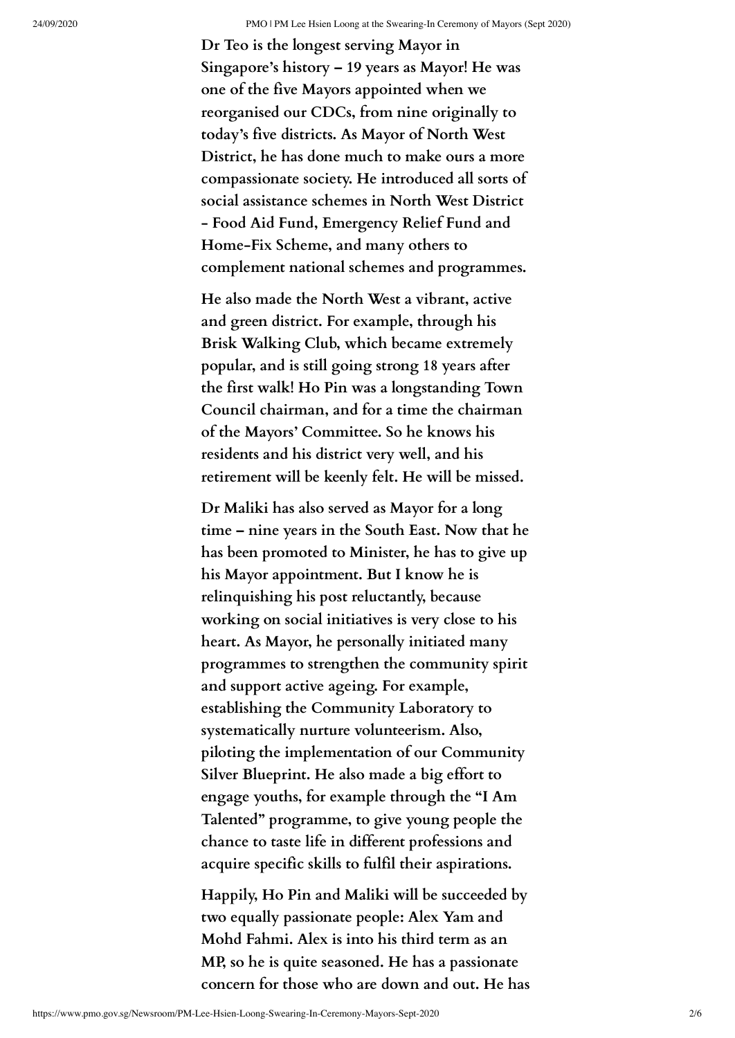Dr Teo is the longest serving Mayor in Singapore's history – 19 years as Mayor! He was one of the five Mayors appointed when we reorganised our CDCs, from nine originally to today's five districts. As Mayor of North West District, he has done much to make ours a more compassionate society. He introduced all sorts of social assistance schemes in North West District - Food Aid Fund, Emergency Relief Fund and Home-Fix Scheme, and many others to complement national schemes and programmes.

He also made the North West a vibrant, active and green district. For example, through his Brisk Walking Club, which became extremely popular, and is still going strong 18 years after the first walk! Ho Pin was a longstanding Town Council chairman, and for a time the chairman of the Mayors' Committee. So he knows his residents and his district very well, and his retirement will be keenly felt. He will be missed.

Dr Maliki has also served as Mayor for a long time – nine years in the South East. Now that he has been promoted to Minister, he has to give up his Mayor appointment. But I know he is relinquishing his post reluctantly, because working on social initiatives is very close to his heart. As Mayor, he personally initiated many programmes to strengthen the community spirit and support active ageing. For example, establishing the Community Laboratory to systematically nurture volunteerism. Also, piloting the implementation of our Community Silver Blueprint. He also made a big effort to engage youths, for example through the "I Am Talented" programme, to give young people the chance to taste life in different professions and acquire specific skills to fulfil their aspirations.

Happily, Ho Pin and Maliki will be succeeded by two equally passionate people: Alex Yam and Mohd Fahmi. Alex is into his third term as an MP, so he is quite seasoned. He has a passionate concern for those who are down and out. He has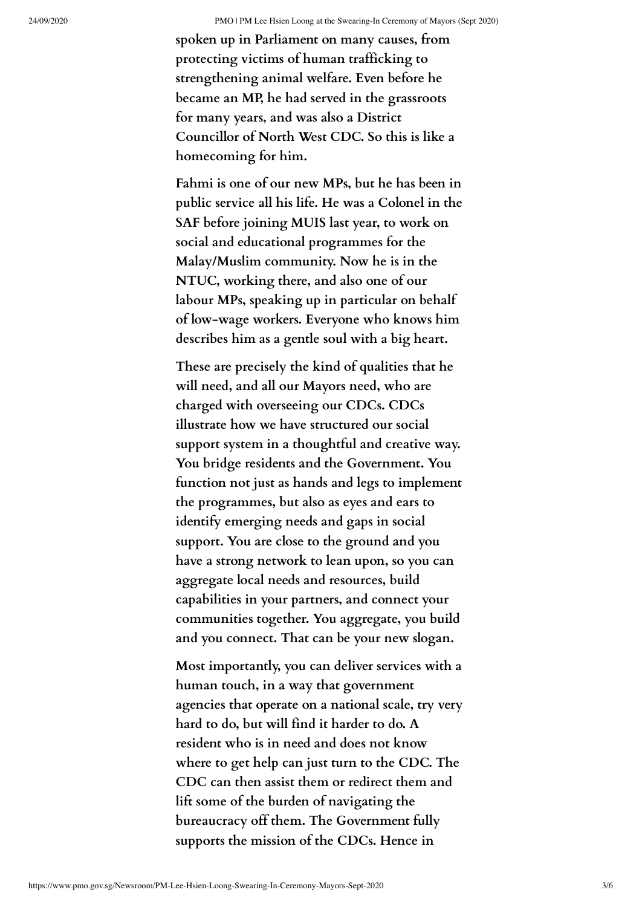spoken up in Parliament on many causes, from protecting victims of human trafficking to strengthening animal welfare. Even before he became an MP, he had served in the grassroots for many years, and was also a District Councillor of North West CDC. So this is like a homecoming for him.

Fahmi is one of our new MPs, but he has been in public service all his life. He was a Colonel in the SAF before joining MUIS last year, to work on social and educational programmes for the Malay/Muslim community. Now he is in the NTUC, working there, and also one of our labour MPs, speaking up in particular on behalf of low-wage workers. Everyone who knows him describes him as a gentle soul with a big heart.

These are precisely the kind of qualities that he will need, and all our Mayors need, who are charged with overseeing our CDCs. CDCs illustrate how we have structured our social support system in a thoughtful and creative way. You bridge residents and the Government. You function not just as hands and legs to implement the programmes, but also as eyes and ears to identify emerging needs and gaps in social support. You are close to the ground and you have a strong network to lean upon, so you can aggregate local needs and resources, build capabilities in your partners, and connect your communities together. You aggregate, you build and you connect. That can be your new slogan.

Most importantly, you can deliver services with a human touch, in a way that government agencies that operate on a national scale, try very hard to do, but will find it harder to do. A resident who is in need and does not know where to get help can just turn to the CDC. The CDC can then assist them or redirect them and lift some of the burden of navigating the bureaucracy off them. The Government fully supports the mission of the CDCs. Hence in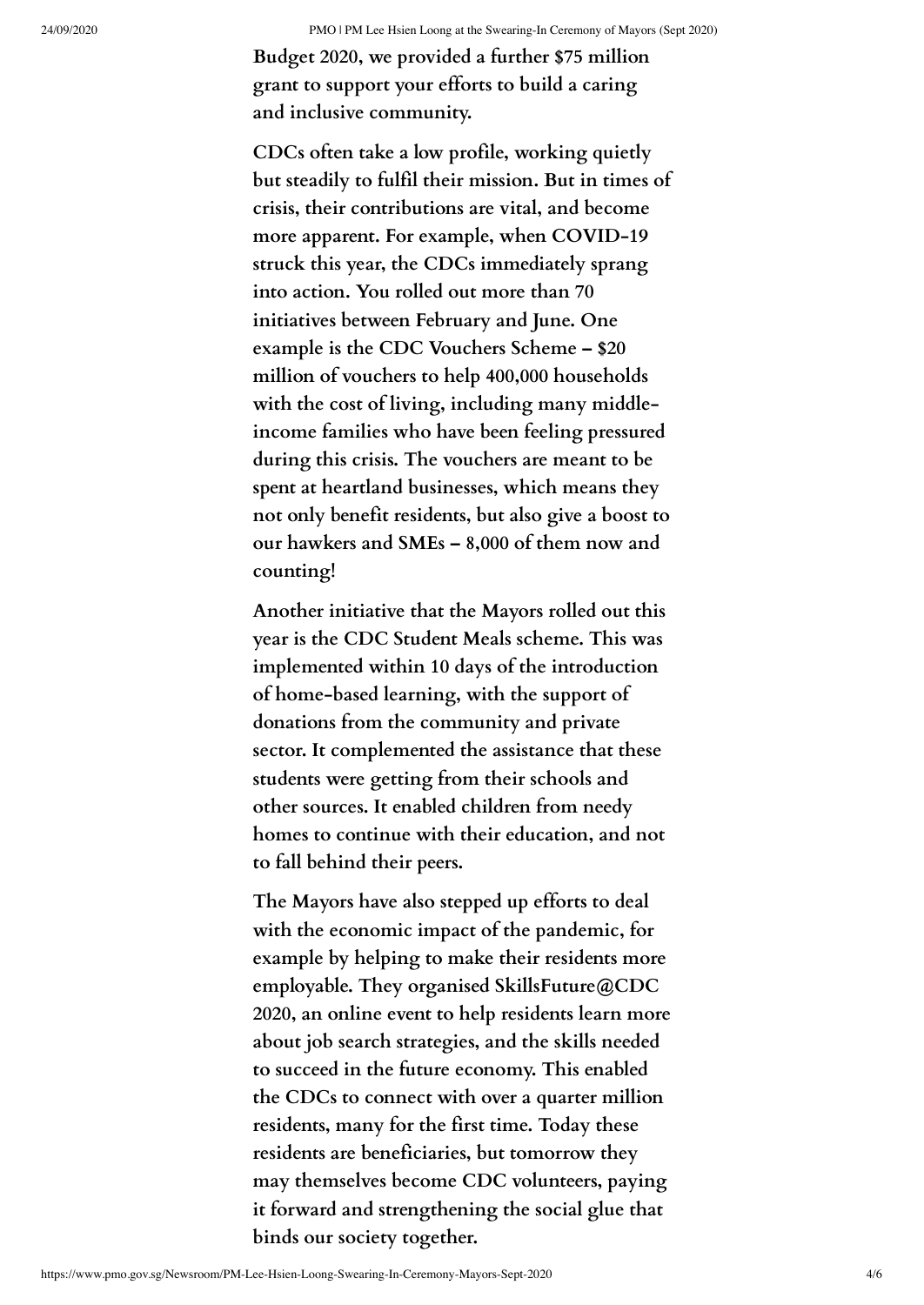Budget 2020, we provided a further $75 million grant to support your efforts to build a caring and inclusive community.

CDCs often take a low profile, working quietly but steadily to fulfil their mission. But in times of crisis, their contributions are vital, and become more apparent. For example, when COVID-19 struck this year, the CDCs immediately sprang into action. You rolled out more than 70 initiatives between February and June. One example is the CDC Vouchers Scheme – $20 million of vouchers to help 400,000 households with the cost of living, including many middle-income families who have been feeling pressured during this crisis. The vouchers are meant to be spent at heartland businesses, which means they not only benefit residents, but also give a boost to our hawkers and SMEs – 8,000 of them now and counting!

Another initiative that the Mayors rolled out this year is the CDC Student Meals scheme. This was implemented within 10 days of the introduction of home-based learning, with the support of donations from the community and private sector. It complemented the assistance that these students were getting from their schools and other sources. It enabled children from needy homes to continue with their education, and not to fall behind their peers.

The Mayors have also stepped up efforts to deal with the economic impact of the pandemic, for example by helping to make their residents more employable. They organised SkillsFuture@CDC 2020, an online event to help residents learn more about job search strategies, and the skills needed to succeed in the future economy. This enabled the CDCs to connect with over a quarter million residents, many for the first time. Today these residents are beneficiaries, but tomorrow they may themselves become CDC volunteers, paying it forward and strengthening the social glue that binds our society together.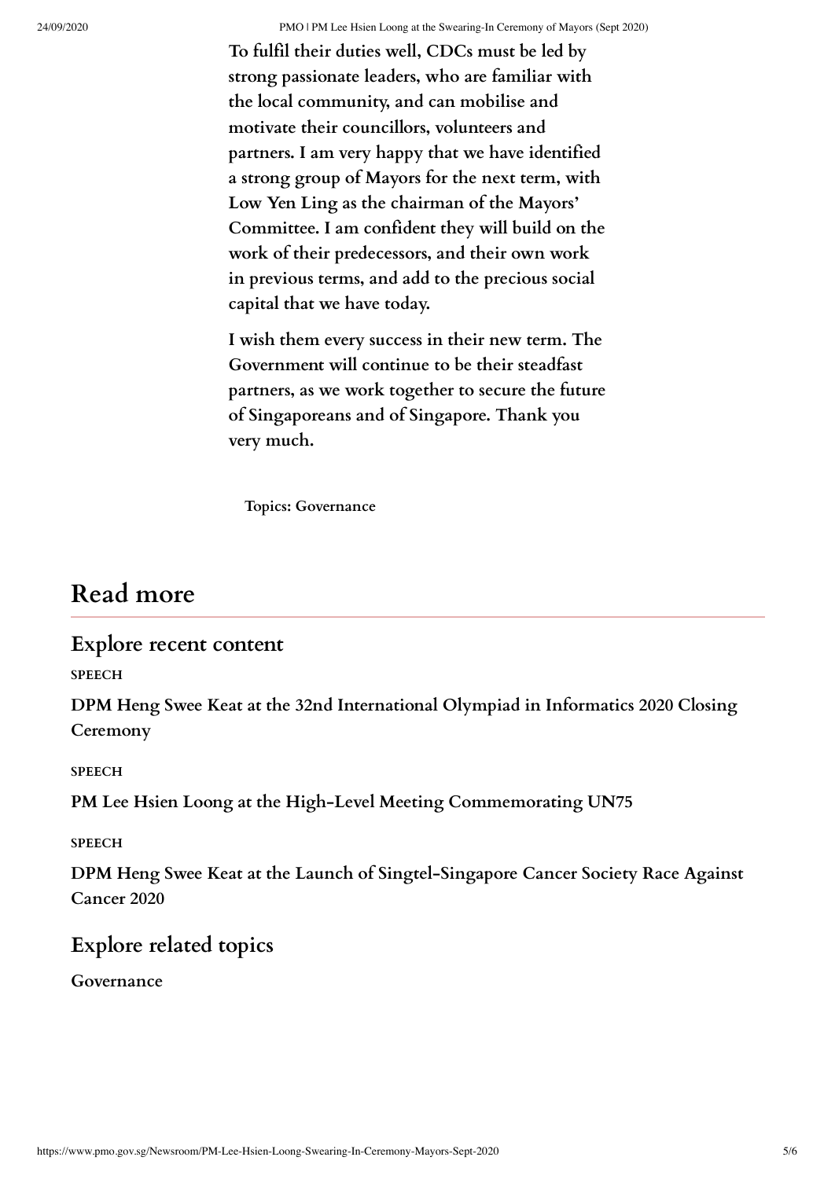To fulfil their duties well, CDCs must be led by strong passionate leaders, who are familiar with the local community, and can mobilise and motivate their councillors, volunteers and partners. I am very happy that we have identified a strong group of Mayors for the next term, with Low Yen Ling as the chairman of the Mayors' Committee. I am confident they will build on the work of their predecessors, and their own work in previous terms, and add to the precious social capital that we have today.

I wish them every success in their new term. The Government will continue to be their steadfast partners, as we work together to secure the future of Singaporeans and of Singapore. Thank you very much.

Topics: Governance

# Read more

## Explore recent content

SPEECH

**DPM Heng Swee Keat at the 32nd International Olympiad in Informatics 2020 Closing Ceremony**

SPEECH

**PM Lee Hsien Loong at the High-Level Meeting Commemorating UN75**

SPEECH

**DPM Heng Swee Keat at the Launch of Singtel-Singapore Cancer Society Race Against Cancer 2020**

## Explore related topics

Governance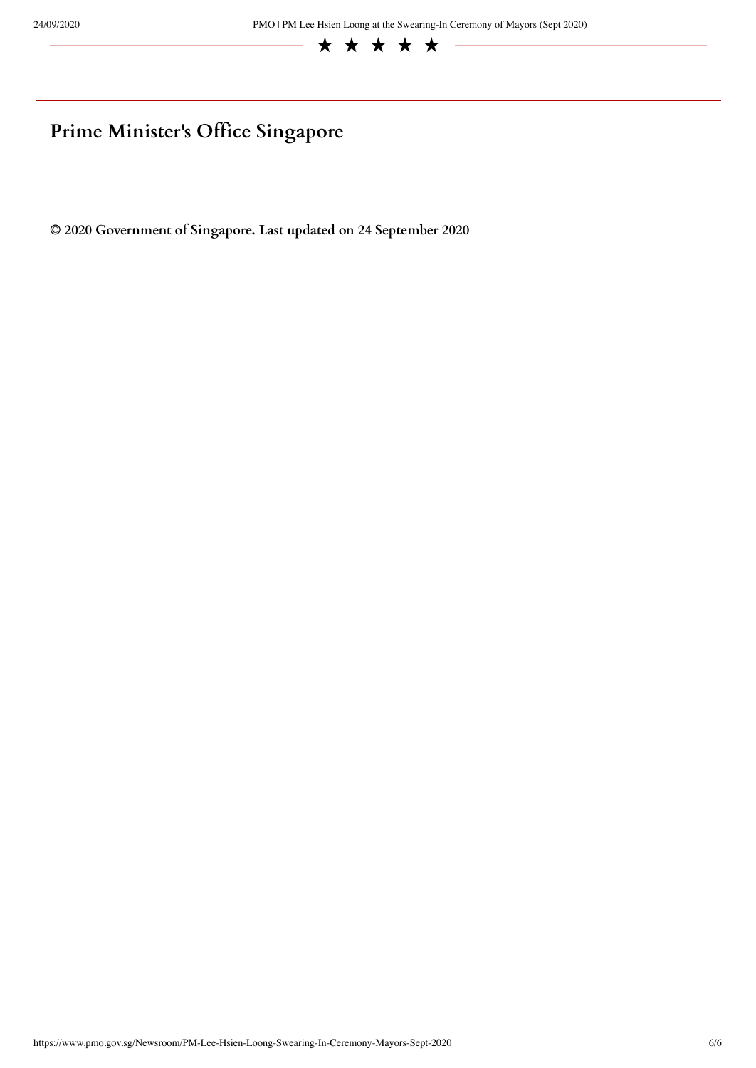★ ★ ★ ★ ★

---

## Prime Minister's Office Singapore

---

**© 2020 Government of Singapore. Last updated on 24 September 2020**